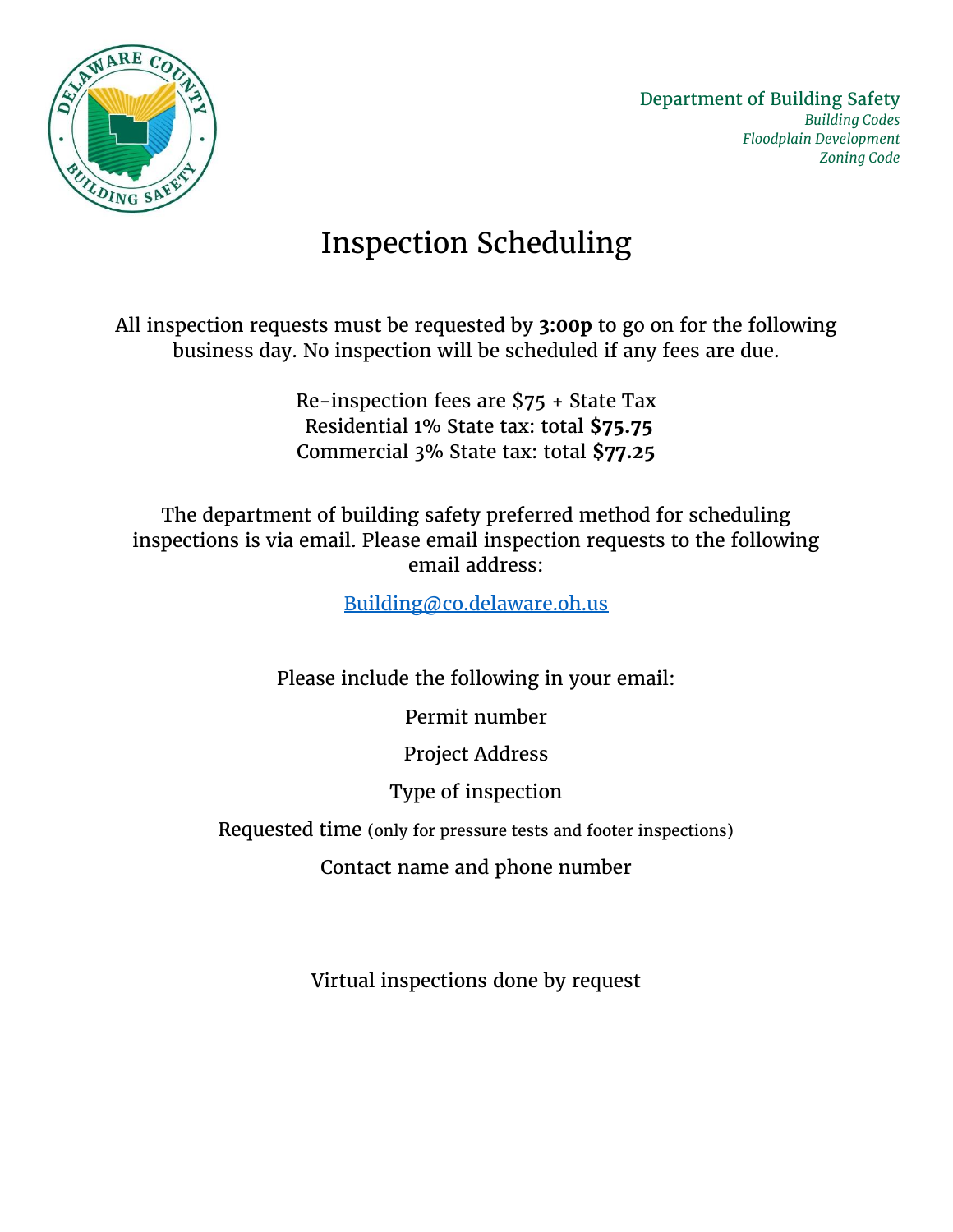Department of Building Safety

*Building Codes*
*Floodplain Development*
*Zoning Code*

# Inspection Scheduling

All inspection requests must be requested by **3:00p** to go on for the following business day. No inspection will be scheduled if any fees are due.

Re-inspection fees are $75 + State Tax
Residential 1% State tax: total **$75.75**
Commercial 3% State tax: total **$77.25**

The department of building safety preferred method for scheduling inspections is via email. Please email inspection requests to the following email address:

Building@co.delaware.oh.us

Please include the following in your email:

Permit number

Project Address

Type of inspection

Requested time (only for pressure tests and footer inspections)

Contact name and phone number

Virtual inspections done by request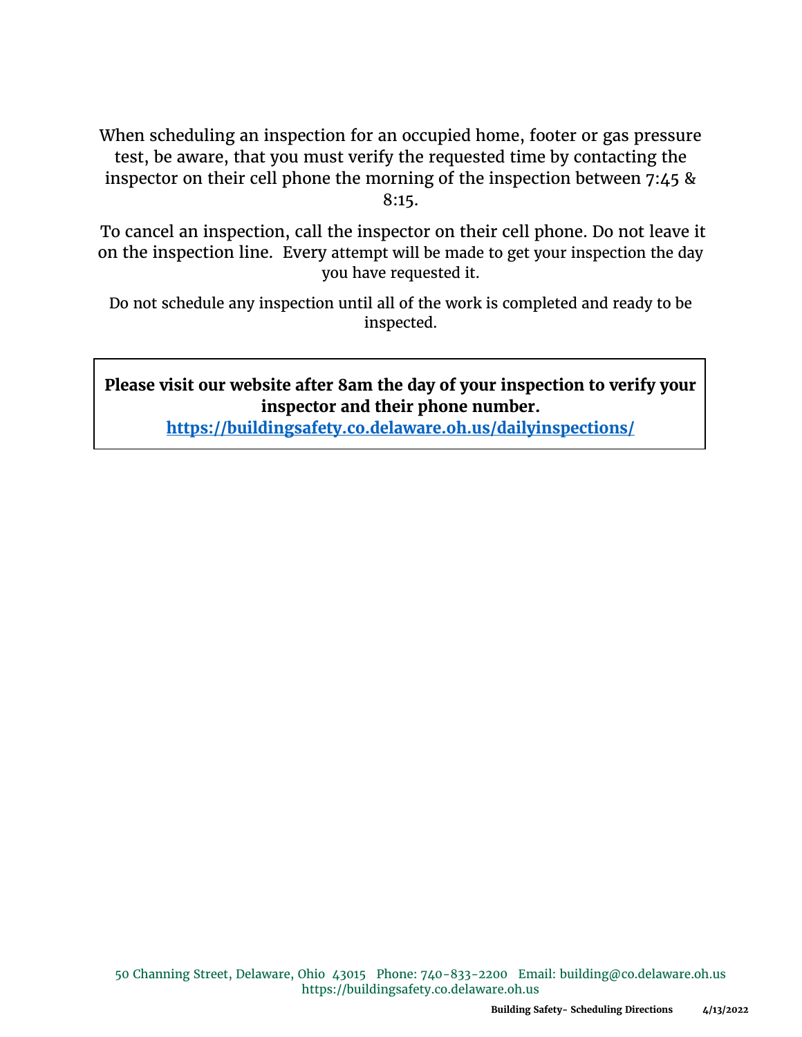When scheduling an inspection for an occupied home, footer or gas pressure test, be aware, that you must verify the requested time by contacting the inspector on their cell phone the morning of the inspection between 7:45 & 8:15.

To cancel an inspection, call the inspector on their cell phone. Do not leave it on the inspection line. Every attempt will be made to get your inspection the day you have requested it.

Do not schedule any inspection until all of the work is completed and ready to be inspected.

**Please visit our website after 8am the day of your inspection to verify your inspector and their phone number.**
**[https://buildingsafety.co.delaware.oh.us/dailyinspections/](https://buildingsafety.co.delaware.oh.us/dailyinspections/)**

50 Channing Street, Delaware, Ohio 43015 Phone: 740-833-2200 Email: building@co.delaware.oh.us
https://buildingsafety.co.delaware.oh.us